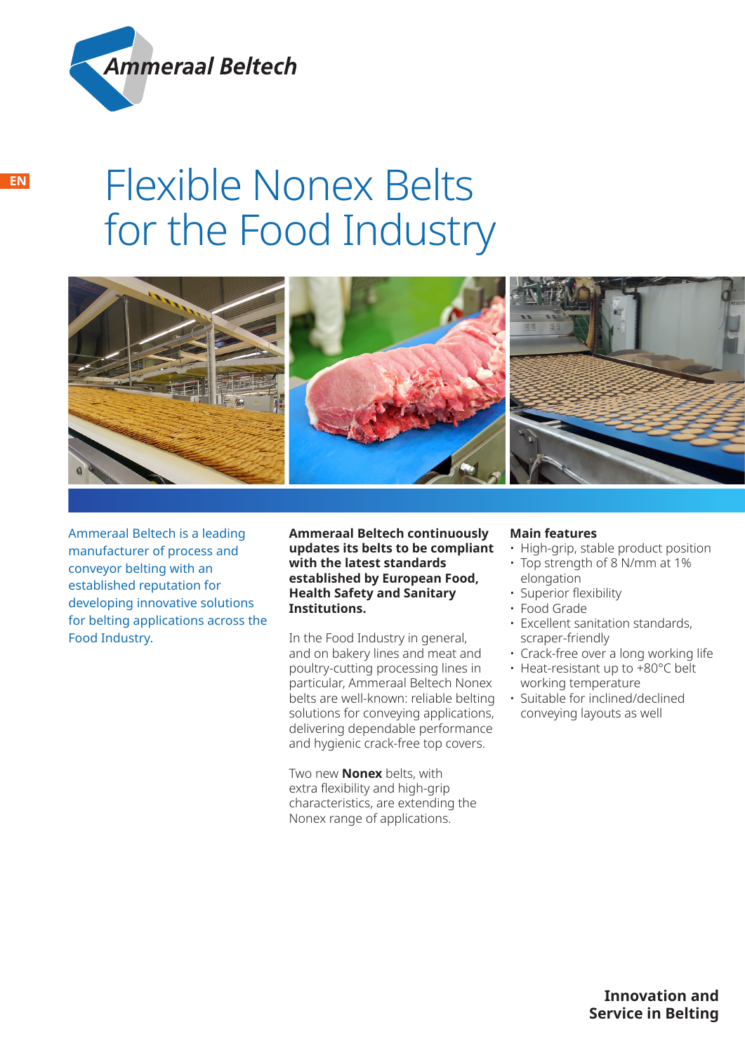Ammeraal Beltech

EN

# Flexible Nonex Belts for the Food Industry

Ammeraal Beltech is a leading manufacturer of process and conveyor belting with an established reputation for developing innovative solutions for belting applications across the Food Industry.

**Ammeraal Beltech continuously updates its belts to be compliant with the latest standards established by European Food, Health Safety and Sanitary Institutions.**

In the Food Industry in general, and on bakery lines and meat and poultry-cutting processing lines in particular, Ammeraal Beltech Nonex belts are well-known: reliable belting solutions for conveying applications, delivering dependable performance and hygienic crack-free top covers.

Two new **Nonex** belts, with extra flexibility and high-grip characteristics, are extending the Nonex range of applications.

**Main features**

- High-grip, stable product position
- Top strength of 8 N/mm at 1% elongation
- Superior flexibility
- Food Grade
- Excellent sanitation standards, scraper-friendly
- Crack-free over a long working life
- Heat-resistant up to +80°C belt working temperature
- Suitable for inclined/declined conveying layouts as well

**Innovation and Service in Belting**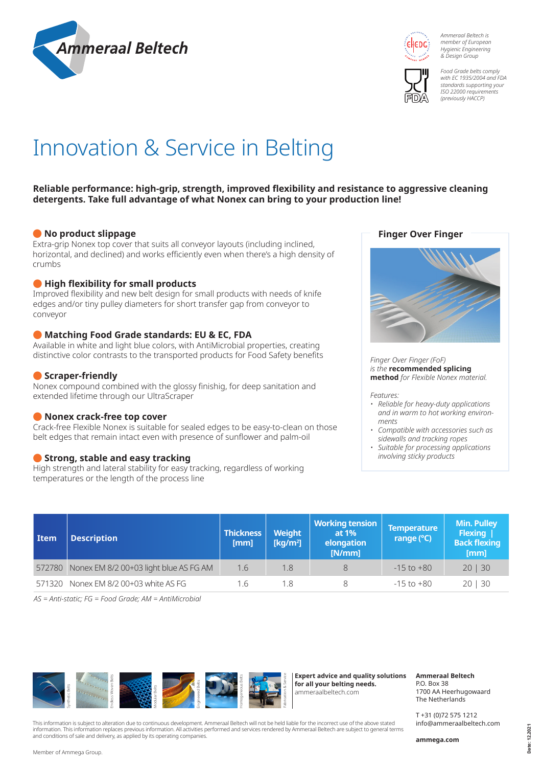Ammeraal Beltech

*Ammeraal Beltech is member of European Hygienic Engineering & Design Group*

*Food Grade belts comply with EC 1935/2004 and FDA standards supporting your ISO 22000 requirements (previously HACCP)*

# Innovation & Service in Belting

**Reliable performance: high-grip, strength, improved flexibility and resistance to aggressive cleaning detergents. Take full advantage of what Nonex can bring to your production line!**

### No product slippage

Extra-grip Nonex top cover that suits all conveyor layouts (including inclined, horizontal, and declined) and works efficiently even when there's a high density of crumbs

### High flexibility for small products

Improved flexibility and new belt design for small products with needs of knife edges and/or tiny pulley diameters for short transfer gap from conveyor to conveyor

### Matching Food Grade standards: EU & EC, FDA

Available in white and light blue colors, with AntiMicrobial properties, creating distinctive color contrasts to the transported products for Food Safety benefits

### Scraper-friendly

Nonex compound combined with the glossy finishig, for deep sanitation and extended lifetime through our UltraScraper

### Nonex crack-free top cover

Crack-free Flexible Nonex is suitable for sealed edges to be easy-to-clean on those belt edges that remain intact even with presence of sunflower and palm-oil

### Strong, stable and easy tracking

High strength and lateral stability for easy tracking, regardless of working temperatures or the length of the process line

### Finger Over Finger

*Finger Over Finger (FoF) is the* ***recommended splicing method*** *for Flexible Nonex material.*

*Features:*

- *Reliable for heavy-duty applications and in warm to hot working environments*
- *Compatible with accessories such as sidewalls and tracking ropes*
- *Suitable for processing applications involving sticky products*

| Item | Description | Thickness [mm] | Weight [kg/m²] | Working tension at 1% elongation [N/mm] | Temperature range (°C) | Min. Pulley Flexing \| Back flexing [mm] |
|---|---|---|---|---|---|---|
| 572780 | Nonex EM 8/2 00+03 light blue AS FG AM | 1.6 | 1.8 | 8 | -15 to +80 | 20 \| 30 |
| 571320 | Nonex EM 8/2 00+03 white AS FG | 1.6 | 1.8 | 8 | -15 to +80 | 20 \| 30 |

*AS = Anti-static; FG = Food Grade; AM = AntiMicrobial*

Synthetic Belts | Endless Woven Belts | Modular Belts | Engineered Belts | Homogeneous Belts | Fabrication & Service

**Expert advice and quality solutions for all your belting needs.**
ammeraalbeltech.com

**Ammeraal Beltech**
P.O. Box 38
1700 AA Heerhugowaard
The Netherlands

T +31 (0)72 575 1212
info@ammeraalbeltech.com

**ammega.com**

This information is subject to alteration due to continuous development. Ammeraal Beltech will not be held liable for the incorrect use of the above stated information. This information replaces previous information. All activities performed and services rendered by Ammeraal Beltech are subject to general terms and conditions of sale and delivery, as applied by its operating companies.

Member of Ammega Group.

Date: 12.2021